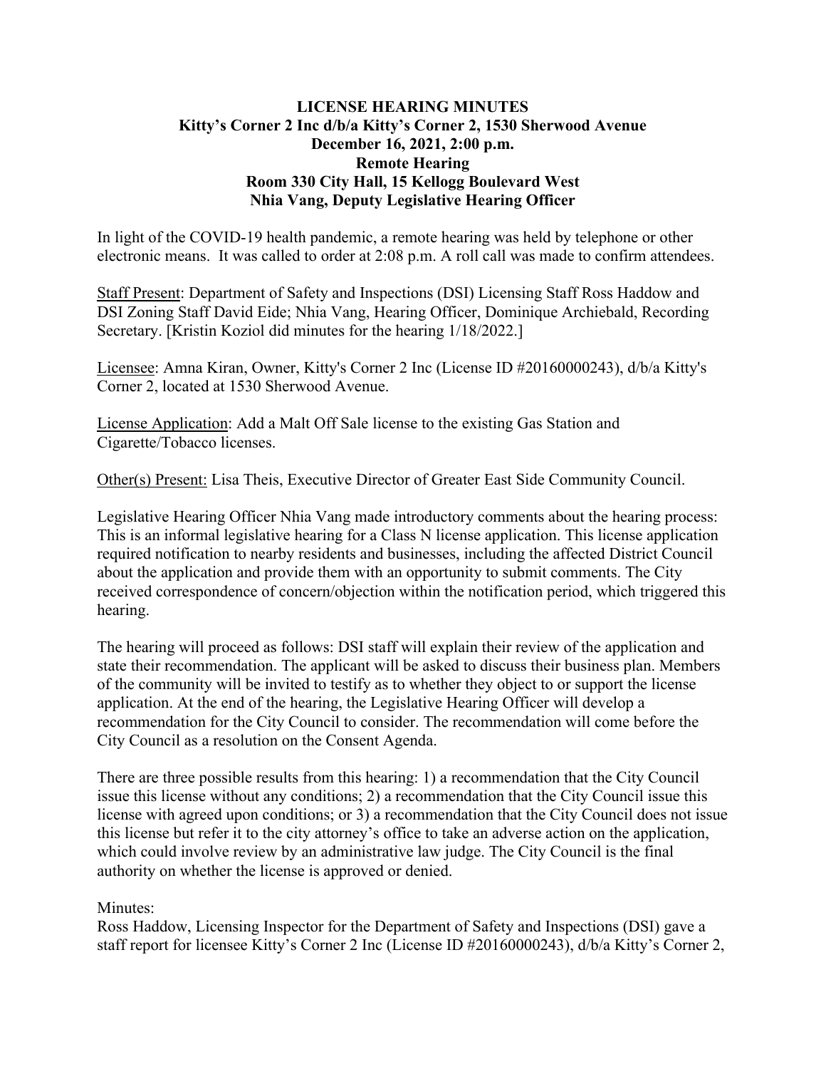# LICENSE HEARING MINUTES
## Kitty's Corner 2 Inc d/b/a Kitty's Corner 2, 1530 Sherwood Avenue
## December 16, 2021, 2:00 p.m.
## Remote Hearing
## Room 330 City Hall, 15 Kellogg Boulevard West
## Nhia Vang, Deputy Legislative Hearing Officer

In light of the COVID-19 health pandemic, a remote hearing was held by telephone or other electronic means. It was called to order at 2:08 p.m. A roll call was made to confirm attendees.

Staff Present: Department of Safety and Inspections (DSI) Licensing Staff Ross Haddow and DSI Zoning Staff David Eide; Nhia Vang, Hearing Officer, Dominique Archiebald, Recording Secretary. [Kristin Koziol did minutes for the hearing 1/18/2022.]

Licensee: Amna Kiran, Owner, Kitty's Corner 2 Inc (License ID #20160000243), d/b/a Kitty's Corner 2, located at 1530 Sherwood Avenue.

License Application: Add a Malt Off Sale license to the existing Gas Station and Cigarette/Tobacco licenses.

Other(s) Present: Lisa Theis, Executive Director of Greater East Side Community Council.

Legislative Hearing Officer Nhia Vang made introductory comments about the hearing process: This is an informal legislative hearing for a Class N license application. This license application required notification to nearby residents and businesses, including the affected District Council about the application and provide them with an opportunity to submit comments. The City received correspondence of concern/objection within the notification period, which triggered this hearing.

The hearing will proceed as follows: DSI staff will explain their review of the application and state their recommendation. The applicant will be asked to discuss their business plan. Members of the community will be invited to testify as to whether they object to or support the license application. At the end of the hearing, the Legislative Hearing Officer will develop a recommendation for the City Council to consider. The recommendation will come before the City Council as a resolution on the Consent Agenda.

There are three possible results from this hearing: 1) a recommendation that the City Council issue this license without any conditions; 2) a recommendation that the City Council issue this license with agreed upon conditions; or 3) a recommendation that the City Council does not issue this license but refer it to the city attorney's office to take an adverse action on the application, which could involve review by an administrative law judge. The City Council is the final authority on whether the license is approved or denied.

Minutes:

Ross Haddow, Licensing Inspector for the Department of Safety and Inspections (DSI) gave a staff report for licensee Kitty's Corner 2 Inc (License ID #20160000243), d/b/a Kitty's Corner 2,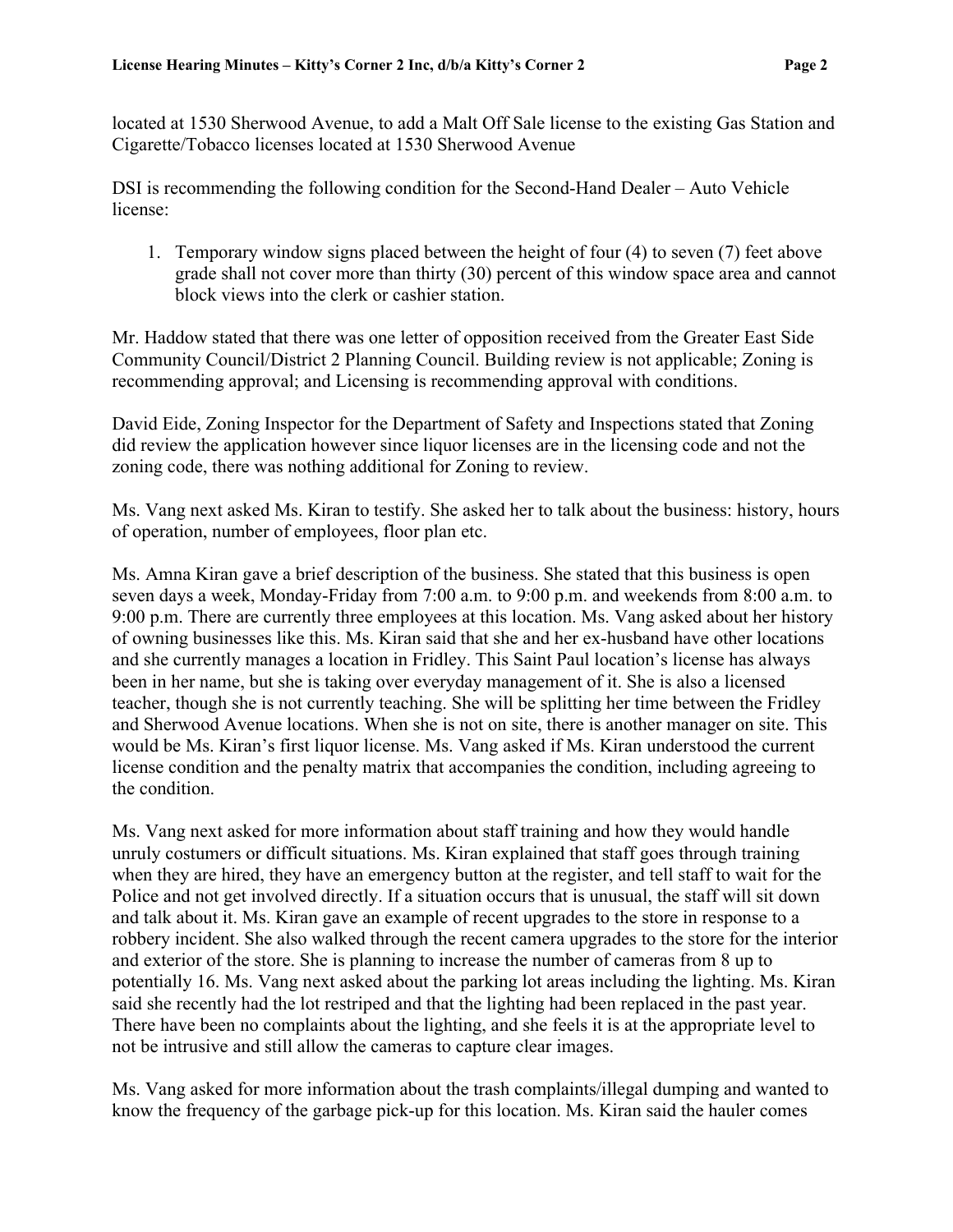located at 1530 Sherwood Avenue, to add a Malt Off Sale license to the existing Gas Station and Cigarette/Tobacco licenses located at 1530 Sherwood Avenue

DSI is recommending the following condition for the Second-Hand Dealer – Auto Vehicle license:

1. Temporary window signs placed between the height of four (4) to seven (7) feet above grade shall not cover more than thirty (30) percent of this window space area and cannot block views into the clerk or cashier station.

Mr. Haddow stated that there was one letter of opposition received from the Greater East Side Community Council/District 2 Planning Council. Building review is not applicable; Zoning is recommending approval; and Licensing is recommending approval with conditions.

David Eide, Zoning Inspector for the Department of Safety and Inspections stated that Zoning did review the application however since liquor licenses are in the licensing code and not the zoning code, there was nothing additional for Zoning to review.

Ms. Vang next asked Ms. Kiran to testify. She asked her to talk about the business: history, hours of operation, number of employees, floor plan etc.

Ms. Amna Kiran gave a brief description of the business. She stated that this business is open seven days a week, Monday-Friday from 7:00 a.m. to 9:00 p.m. and weekends from 8:00 a.m. to 9:00 p.m. There are currently three employees at this location. Ms. Vang asked about her history of owning businesses like this. Ms. Kiran said that she and her ex-husband have other locations and she currently manages a location in Fridley. This Saint Paul location's license has always been in her name, but she is taking over everyday management of it. She is also a licensed teacher, though she is not currently teaching. She will be splitting her time between the Fridley and Sherwood Avenue locations. When she is not on site, there is another manager on site. This would be Ms. Kiran's first liquor license. Ms. Vang asked if Ms. Kiran understood the current license condition and the penalty matrix that accompanies the condition, including agreeing to the condition.

Ms. Vang next asked for more information about staff training and how they would handle unruly costumers or difficult situations. Ms. Kiran explained that staff goes through training when they are hired, they have an emergency button at the register, and tell staff to wait for the Police and not get involved directly. If a situation occurs that is unusual, the staff will sit down and talk about it. Ms. Kiran gave an example of recent upgrades to the store in response to a robbery incident. She also walked through the recent camera upgrades to the store for the interior and exterior of the store. She is planning to increase the number of cameras from 8 up to potentially 16. Ms. Vang next asked about the parking lot areas including the lighting. Ms. Kiran said she recently had the lot restriped and that the lighting had been replaced in the past year. There have been no complaints about the lighting, and she feels it is at the appropriate level to not be intrusive and still allow the cameras to capture clear images.

Ms. Vang asked for more information about the trash complaints/illegal dumping and wanted to know the frequency of the garbage pick-up for this location. Ms. Kiran said the hauler comes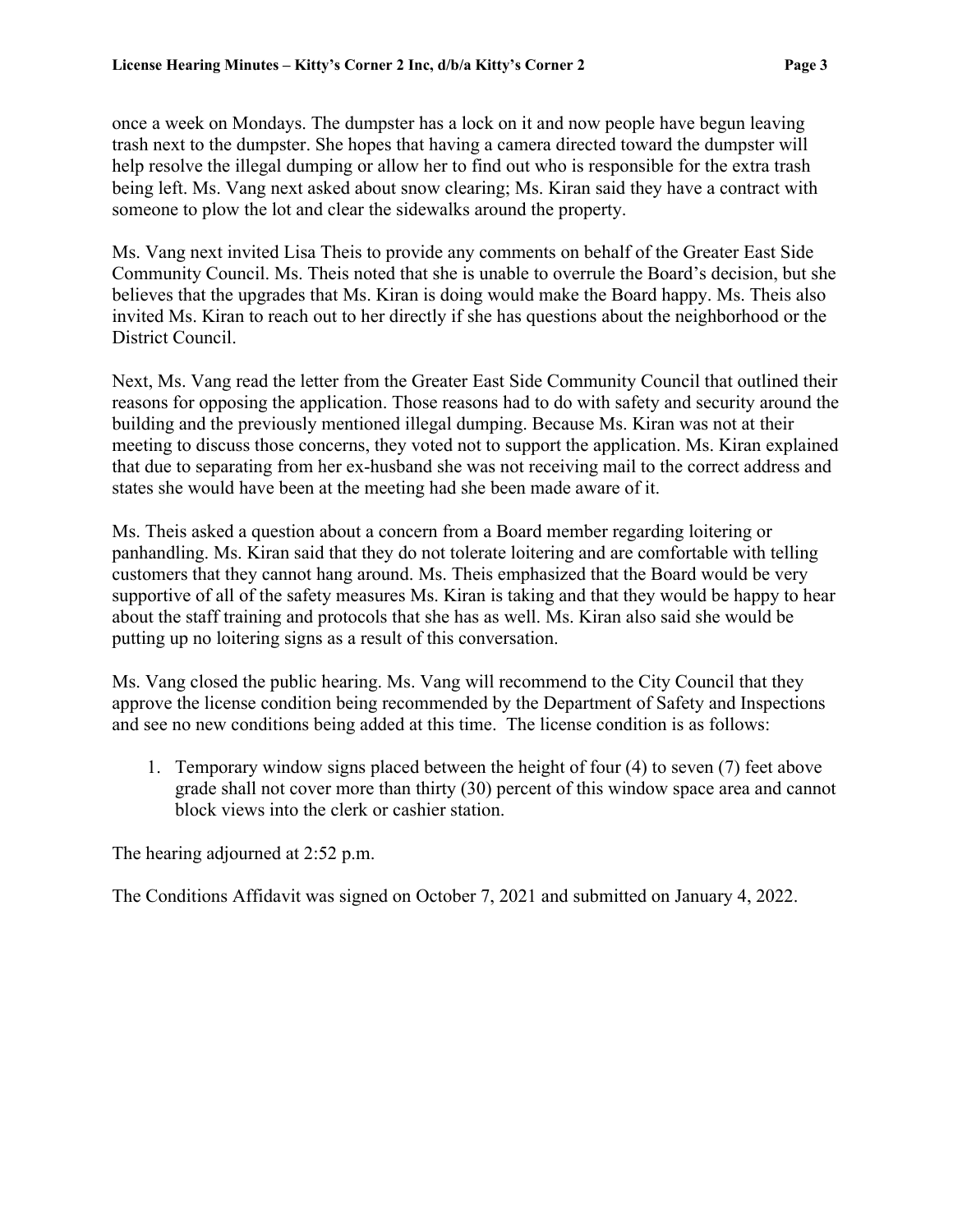once a week on Mondays. The dumpster has a lock on it and now people have begun leaving trash next to the dumpster. She hopes that having a camera directed toward the dumpster will help resolve the illegal dumping or allow her to find out who is responsible for the extra trash being left. Ms. Vang next asked about snow clearing; Ms. Kiran said they have a contract with someone to plow the lot and clear the sidewalks around the property.

Ms. Vang next invited Lisa Theis to provide any comments on behalf of the Greater East Side Community Council. Ms. Theis noted that she is unable to overrule the Board's decision, but she believes that the upgrades that Ms. Kiran is doing would make the Board happy. Ms. Theis also invited Ms. Kiran to reach out to her directly if she has questions about the neighborhood or the District Council.

Next, Ms. Vang read the letter from the Greater East Side Community Council that outlined their reasons for opposing the application. Those reasons had to do with safety and security around the building and the previously mentioned illegal dumping. Because Ms. Kiran was not at their meeting to discuss those concerns, they voted not to support the application. Ms. Kiran explained that due to separating from her ex-husband she was not receiving mail to the correct address and states she would have been at the meeting had she been made aware of it.

Ms. Theis asked a question about a concern from a Board member regarding loitering or panhandling. Ms. Kiran said that they do not tolerate loitering and are comfortable with telling customers that they cannot hang around. Ms. Theis emphasized that the Board would be very supportive of all of the safety measures Ms. Kiran is taking and that they would be happy to hear about the staff training and protocols that she has as well. Ms. Kiran also said she would be putting up no loitering signs as a result of this conversation.

Ms. Vang closed the public hearing. Ms. Vang will recommend to the City Council that they approve the license condition being recommended by the Department of Safety and Inspections and see no new conditions being added at this time. The license condition is as follows:

1. Temporary window signs placed between the height of four (4) to seven (7) feet above grade shall not cover more than thirty (30) percent of this window space area and cannot block views into the clerk or cashier station.

The hearing adjourned at 2:52 p.m.

The Conditions Affidavit was signed on October 7, 2021 and submitted on January 4, 2022.